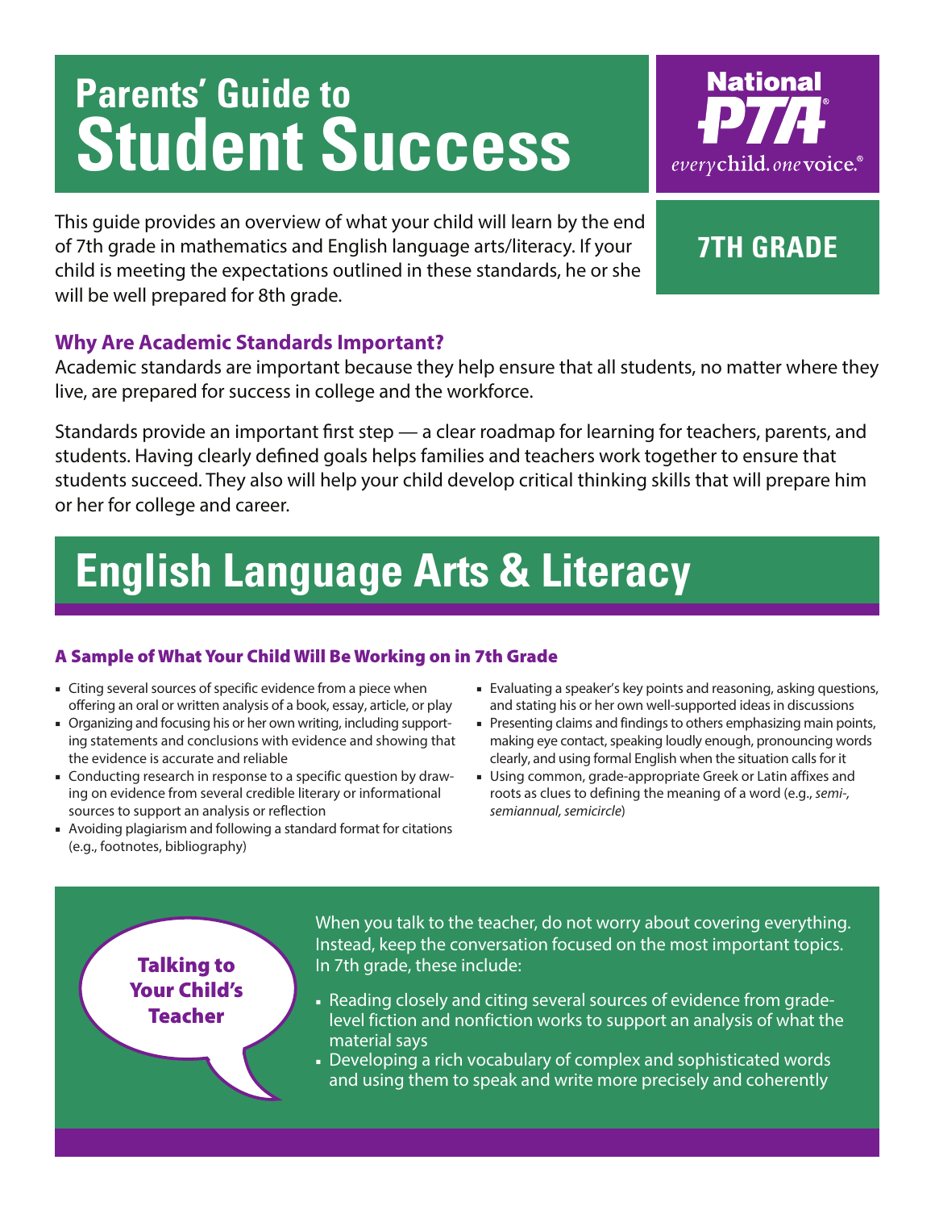# Parents' Guide to Student Success

National PTA®
*everychild. onevoice.*®

## 7TH GRADE

This guide provides an overview of what your child will learn by the end of 7th grade in mathematics and English language arts/literacy. If your child is meeting the expectations outlined in these standards, he or she will be well prepared for 8th grade.

### Why Are Academic Standards Important?

Academic standards are important because they help ensure that all students, no matter where they live, are prepared for success in college and the workforce.

Standards provide an important first step — a clear roadmap for learning for teachers, parents, and students. Having clearly defined goals helps families and teachers work together to ensure that students succeed. They also will help your child develop critical thinking skills that will prepare him or her for college and career.

# English Language Arts & Literacy

### A Sample of What Your Child Will Be Working on in 7th Grade

- Citing several sources of specific evidence from a piece when offering an oral or written analysis of a book, essay, article, or play
- Organizing and focusing his or her own writing, including supporting statements and conclusions with evidence and showing that the evidence is accurate and reliable
- Conducting research in response to a specific question by drawing on evidence from several credible literary or informational sources to support an analysis or reflection
- Avoiding plagiarism and following a standard format for citations (e.g., footnotes, bibliography)
- Evaluating a speaker's key points and reasoning, asking questions, and stating his or her own well-supported ideas in discussions
- Presenting claims and findings to others emphasizing main points, making eye contact, speaking loudly enough, pronouncing words clearly, and using formal English when the situation calls for it
- Using common, grade-appropriate Greek or Latin affixes and roots as clues to defining the meaning of a word (e.g., *semi-, semiannual, semicircle*)

### Talking to Your Child's Teacher

When you talk to the teacher, do not worry about covering everything. Instead, keep the conversation focused on the most important topics. In 7th grade, these include:

- Reading closely and citing several sources of evidence from grade-level fiction and nonfiction works to support an analysis of what the material says
- Developing a rich vocabulary of complex and sophisticated words and using them to speak and write more precisely and coherently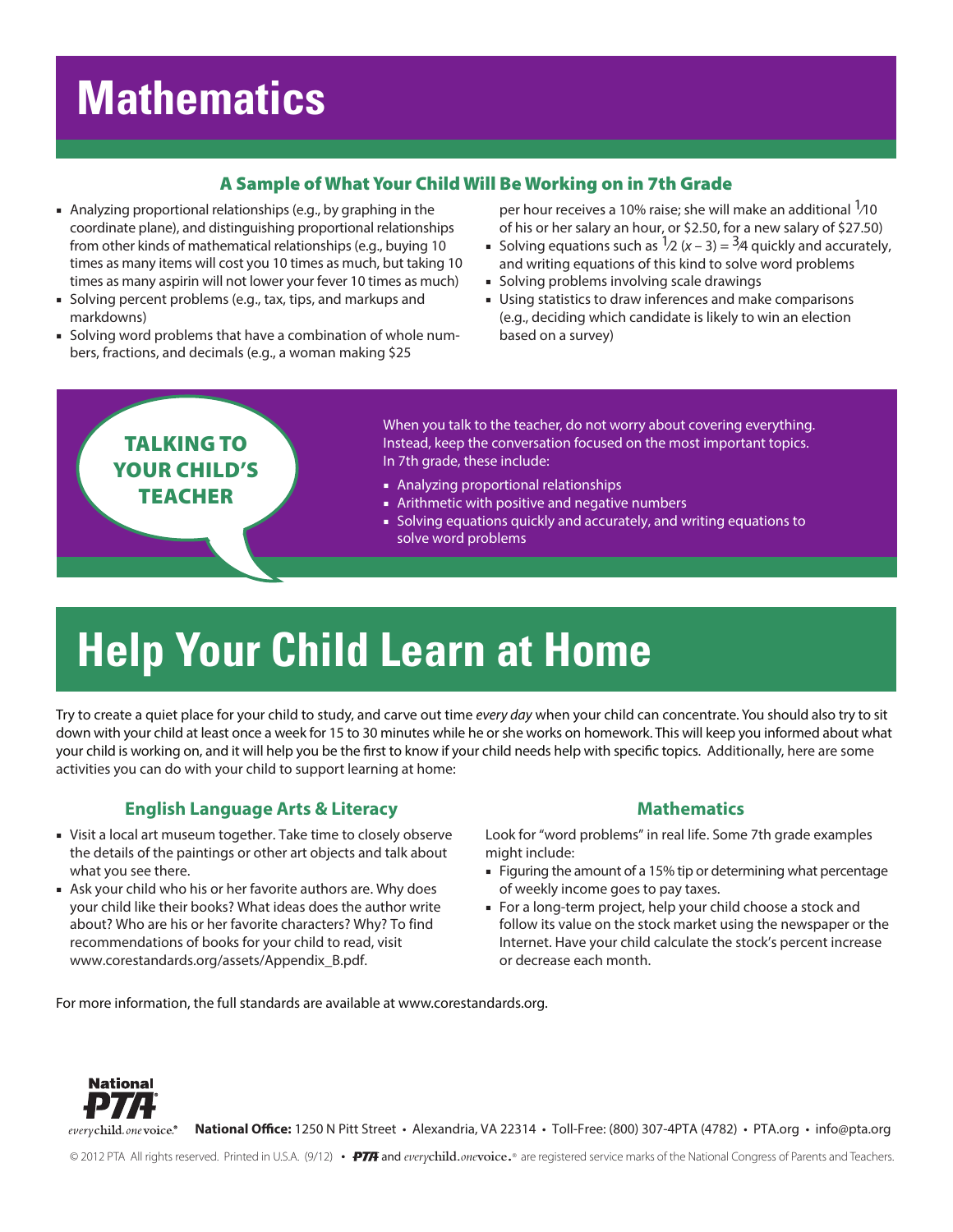# Mathematics

## A Sample of What Your Child Will Be Working on in 7th Grade

- Analyzing proportional relationships (e.g., by graphing in the coordinate plane), and distinguishing proportional relationships from other kinds of mathematical relationships (e.g., buying 10 times as many items will cost you 10 times as much, but taking 10 times as many aspirin will not lower your fever 10 times as much)
- Solving percent problems (e.g., tax, tips, and markups and markdowns)
- Solving word problems that have a combination of whole numbers, fractions, and decimals (e.g., a woman making $25 per hour receives a 10% raise; she will make an additional $\frac{1}{10}$ of his or her salary an hour, or $2.50, for a new salary of $27.50)
- Solving equations such as $\frac{1}{2}(x - 3) = \frac{3}{4}$ quickly and accurately, and writing equations of this kind to solve word problems
- Solving problems involving scale drawings
- Using statistics to draw inferences and make comparisons (e.g., deciding which candidate is likely to win an election based on a survey)

### TALKING TO YOUR CHILD'S TEACHER

When you talk to the teacher, do not worry about covering everything. Instead, keep the conversation focused on the most important topics. In 7th grade, these include:

- Analyzing proportional relationships
- Arithmetic with positive and negative numbers
- Solving equations quickly and accurately, and writing equations to solve word problems

# Help Your Child Learn at Home

Try to create a quiet place for your child to study, and carve out time *every day* when your child can concentrate. You should also try to sit down with your child at least once a week for 15 to 30 minutes while he or she works on homework. This will keep you informed about what your child is working on, and it will help you be the first to know if your child needs help with specific topics. Additionally, here are some activities you can do with your child to support learning at home:

### English Language Arts & Literacy

- Visit a local art museum together. Take time to closely observe the details of the paintings or other art objects and talk about what you see there.
- Ask your child who his or her favorite authors are. Why does your child like their books? What ideas does the author write about? Who are his or her favorite characters? Why? To find recommendations of books for your child to read, visit www.corestandards.org/assets/Appendix_B.pdf.

### Mathematics

Look for "word problems" in real life. Some 7th grade examples might include:

- Figuring the amount of a 15% tip or determining what percentage of weekly income goes to pay taxes.
- For a long-term project, help your child choose a stock and follow its value on the stock market using the newspaper or the Internet. Have your child calculate the stock's percent increase or decrease each month.

For more information, the full standards are available at www.corestandards.org.

National PTA
everychild. onevoice.®

**National Office:** 1250 N Pitt Street • Alexandria, VA 22314 • Toll-Free: (800) 307-4PTA (4782) • PTA.org • info@pta.org

© 2012 PTA All rights reserved. Printed in U.S.A. (9/12) • PTA and everychild.onevoice.® are registered service marks of the National Congress of Parents and Teachers.